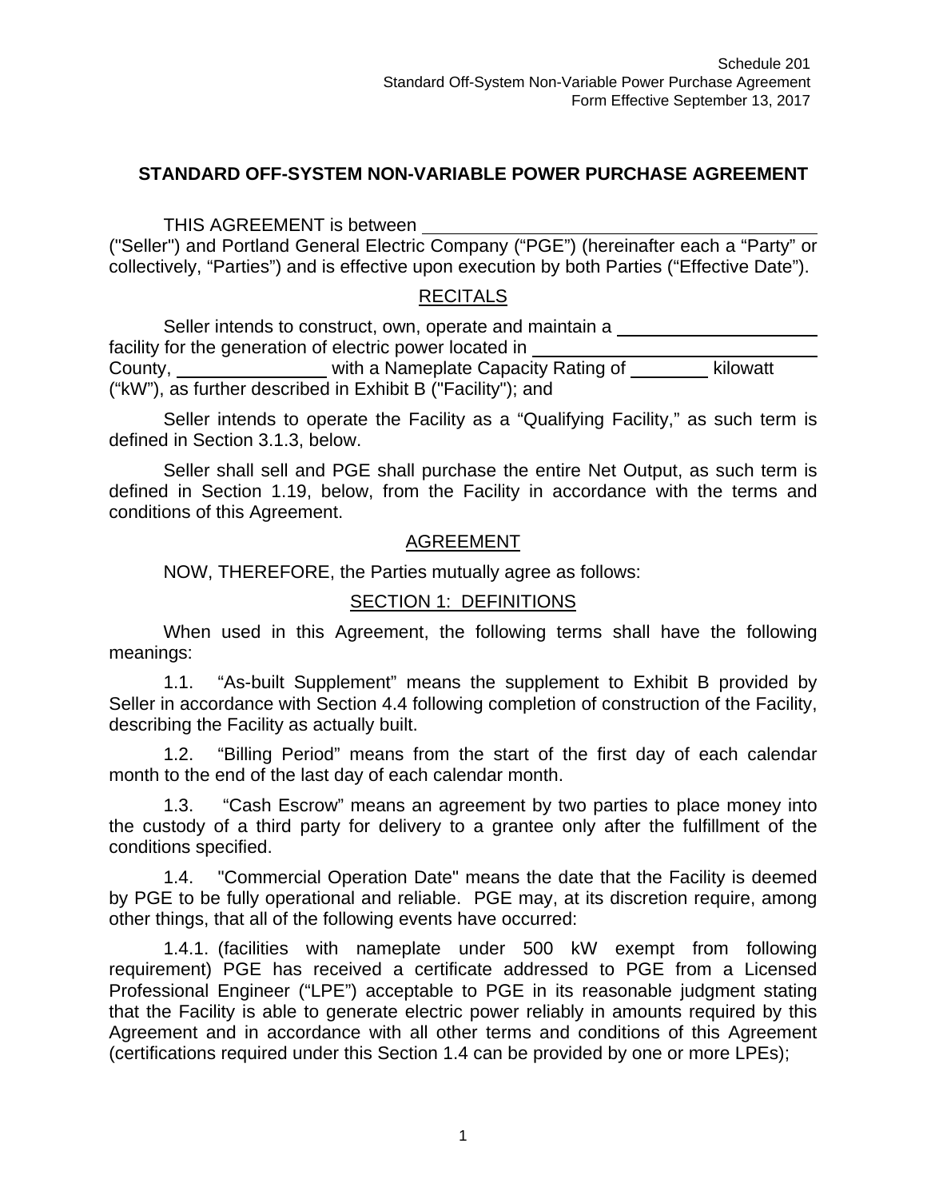Schedule 201
Standard Off-System Non-Variable Power Purchase Agreement
Form Effective September 13, 2017

## STANDARD OFF-SYSTEM NON-VARIABLE POWER PURCHASE AGREEMENT

THIS AGREEMENT is between ________________________________ ("Seller") and Portland General Electric Company ("PGE") (hereinafter each a "Party" or collectively, "Parties") and is effective upon execution by both Parties ("Effective Date").

### RECITALS

Seller intends to construct, own, operate and maintain a ____________________ facility for the generation of electric power located in ________________________ County, _______________ with a Nameplate Capacity Rating of ________ kilowatt ("kW"), as further described in Exhibit B ("Facility"); and

Seller intends to operate the Facility as a "Qualifying Facility," as such term is defined in Section 3.1.3, below.

Seller shall sell and PGE shall purchase the entire Net Output, as such term is defined in Section 1.19, below, from the Facility in accordance with the terms and conditions of this Agreement.

### AGREEMENT

NOW, THEREFORE, the Parties mutually agree as follows:

### SECTION 1: DEFINITIONS

When used in this Agreement, the following terms shall have the following meanings:

1.1. "As-built Supplement" means the supplement to Exhibit B provided by Seller in accordance with Section 4.4 following completion of construction of the Facility, describing the Facility as actually built.

1.2. "Billing Period" means from the start of the first day of each calendar month to the end of the last day of each calendar month.

1.3. "Cash Escrow" means an agreement by two parties to place money into the custody of a third party for delivery to a grantee only after the fulfillment of the conditions specified.

1.4. "Commercial Operation Date" means the date that the Facility is deemed by PGE to be fully operational and reliable. PGE may, at its discretion require, among other things, that all of the following events have occurred:

1.4.1. (facilities with nameplate under 500 kW exempt from following requirement) PGE has received a certificate addressed to PGE from a Licensed Professional Engineer ("LPE") acceptable to PGE in its reasonable judgment stating that the Facility is able to generate electric power reliably in amounts required by this Agreement and in accordance with all other terms and conditions of this Agreement (certifications required under this Section 1.4 can be provided by one or more LPEs);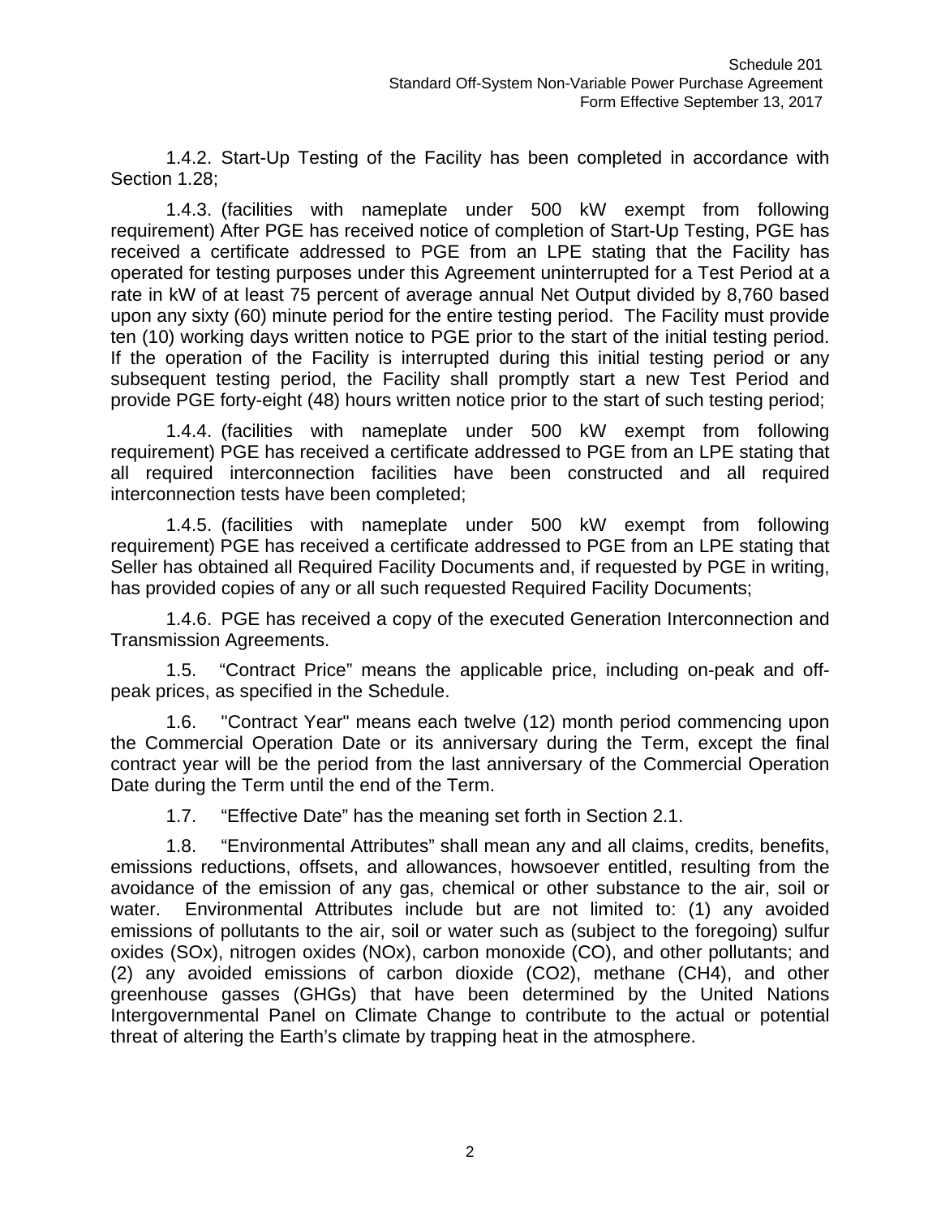1.4.2. Start-Up Testing of the Facility has been completed in accordance with Section 1.28;

1.4.3. (facilities with nameplate under 500 kW exempt from following requirement) After PGE has received notice of completion of Start-Up Testing, PGE has received a certificate addressed to PGE from an LPE stating that the Facility has operated for testing purposes under this Agreement uninterrupted for a Test Period at a rate in kW of at least 75 percent of average annual Net Output divided by 8,760 based upon any sixty (60) minute period for the entire testing period. The Facility must provide ten (10) working days written notice to PGE prior to the start of the initial testing period. If the operation of the Facility is interrupted during this initial testing period or any subsequent testing period, the Facility shall promptly start a new Test Period and provide PGE forty-eight (48) hours written notice prior to the start of such testing period;

1.4.4. (facilities with nameplate under 500 kW exempt from following requirement) PGE has received a certificate addressed to PGE from an LPE stating that all required interconnection facilities have been constructed and all required interconnection tests have been completed;

1.4.5. (facilities with nameplate under 500 kW exempt from following requirement) PGE has received a certificate addressed to PGE from an LPE stating that Seller has obtained all Required Facility Documents and, if requested by PGE in writing, has provided copies of any or all such requested Required Facility Documents;

1.4.6. PGE has received a copy of the executed Generation Interconnection and Transmission Agreements.

1.5. "Contract Price" means the applicable price, including on-peak and off-peak prices, as specified in the Schedule.

1.6. "Contract Year" means each twelve (12) month period commencing upon the Commercial Operation Date or its anniversary during the Term, except the final contract year will be the period from the last anniversary of the Commercial Operation Date during the Term until the end of the Term.

1.7. "Effective Date" has the meaning set forth in Section 2.1.

1.8. "Environmental Attributes" shall mean any and all claims, credits, benefits, emissions reductions, offsets, and allowances, howsoever entitled, resulting from the avoidance of the emission of any gas, chemical or other substance to the air, soil or water. Environmental Attributes include but are not limited to: (1) any avoided emissions of pollutants to the air, soil or water such as (subject to the foregoing) sulfur oxides ($SO_x$), nitrogen oxides ($NO_x$), carbon monoxide ($CO$), and other pollutants; and (2) any avoided emissions of carbon dioxide ($CO_2$), methane ($CH_4$), and other greenhouse gasses (GHGs) that have been determined by the United Nations Intergovernmental Panel on Climate Change to contribute to the actual or potential threat of altering the Earth's climate by trapping heat in the atmosphere.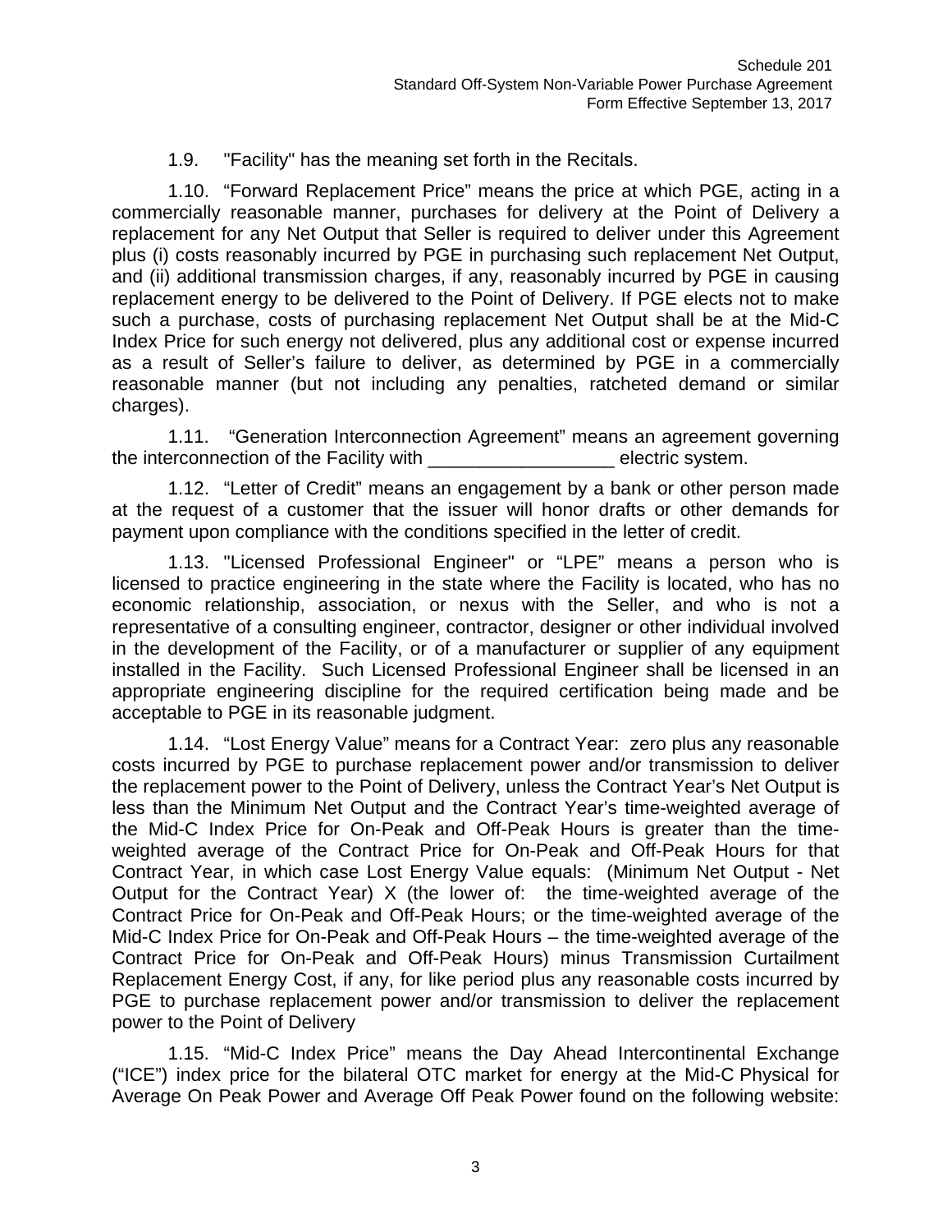1.9. "Facility" has the meaning set forth in the Recitals.

1.10. "Forward Replacement Price" means the price at which PGE, acting in a commercially reasonable manner, purchases for delivery at the Point of Delivery a replacement for any Net Output that Seller is required to deliver under this Agreement plus (i) costs reasonably incurred by PGE in purchasing such replacement Net Output, and (ii) additional transmission charges, if any, reasonably incurred by PGE in causing replacement energy to be delivered to the Point of Delivery. If PGE elects not to make such a purchase, costs of purchasing replacement Net Output shall be at the Mid-C Index Price for such energy not delivered, plus any additional cost or expense incurred as a result of Seller's failure to deliver, as determined by PGE in a commercially reasonable manner (but not including any penalties, ratcheted demand or similar charges).

1.11. "Generation Interconnection Agreement" means an agreement governing the interconnection of the Facility with __________________ electric system.

1.12. "Letter of Credit" means an engagement by a bank or other person made at the request of a customer that the issuer will honor drafts or other demands for payment upon compliance with the conditions specified in the letter of credit.

1.13. "Licensed Professional Engineer" or "LPE" means a person who is licensed to practice engineering in the state where the Facility is located, who has no economic relationship, association, or nexus with the Seller, and who is not a representative of a consulting engineer, contractor, designer or other individual involved in the development of the Facility, or of a manufacturer or supplier of any equipment installed in the Facility. Such Licensed Professional Engineer shall be licensed in an appropriate engineering discipline for the required certification being made and be acceptable to PGE in its reasonable judgment.

1.14. "Lost Energy Value" means for a Contract Year: zero plus any reasonable costs incurred by PGE to purchase replacement power and/or transmission to deliver the replacement power to the Point of Delivery, unless the Contract Year's Net Output is less than the Minimum Net Output and the Contract Year's time-weighted average of the Mid-C Index Price for On-Peak and Off-Peak Hours is greater than the time-weighted average of the Contract Price for On-Peak and Off-Peak Hours for that Contract Year, in which case Lost Energy Value equals: (Minimum Net Output - Net Output for the Contract Year) X (the lower of: the time-weighted average of the Contract Price for On-Peak and Off-Peak Hours; or the time-weighted average of the Mid-C Index Price for On-Peak and Off-Peak Hours – the time-weighted average of the Contract Price for On-Peak and Off-Peak Hours) minus Transmission Curtailment Replacement Energy Cost, if any, for like period plus any reasonable costs incurred by PGE to purchase replacement power and/or transmission to deliver the replacement power to the Point of Delivery

1.15. "Mid-C Index Price" means the Day Ahead Intercontinental Exchange ("ICE") index price for the bilateral OTC market for energy at the Mid-C Physical for Average On Peak Power and Average Off Peak Power found on the following website: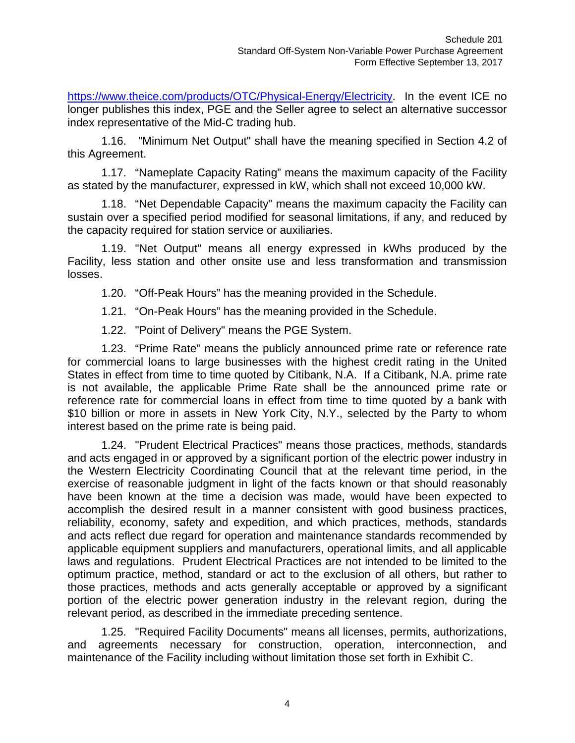https://www.theice.com/products/OTC/Physical-Energy/Electricity. In the event ICE no longer publishes this index, PGE and the Seller agree to select an alternative successor index representative of the Mid-C trading hub.

1.16. "Minimum Net Output" shall have the meaning specified in Section 4.2 of this Agreement.

1.17. "Nameplate Capacity Rating" means the maximum capacity of the Facility as stated by the manufacturer, expressed in kW, which shall not exceed 10,000 kW.

1.18. "Net Dependable Capacity" means the maximum capacity the Facility can sustain over a specified period modified for seasonal limitations, if any, and reduced by the capacity required for station service or auxiliaries.

1.19. "Net Output" means all energy expressed in kWhs produced by the Facility, less station and other onsite use and less transformation and transmission losses.

1.20. "Off-Peak Hours" has the meaning provided in the Schedule.

1.21. "On-Peak Hours" has the meaning provided in the Schedule.

1.22. "Point of Delivery" means the PGE System.

1.23. "Prime Rate" means the publicly announced prime rate or reference rate for commercial loans to large businesses with the highest credit rating in the United States in effect from time to time quoted by Citibank, N.A. If a Citibank, N.A. prime rate is not available, the applicable Prime Rate shall be the announced prime rate or reference rate for commercial loans in effect from time to time quoted by a bank with $10 billion or more in assets in New York City, N.Y., selected by the Party to whom interest based on the prime rate is being paid.

1.24. "Prudent Electrical Practices" means those practices, methods, standards and acts engaged in or approved by a significant portion of the electric power industry in the Western Electricity Coordinating Council that at the relevant time period, in the exercise of reasonable judgment in light of the facts known or that should reasonably have been known at the time a decision was made, would have been expected to accomplish the desired result in a manner consistent with good business practices, reliability, economy, safety and expedition, and which practices, methods, standards and acts reflect due regard for operation and maintenance standards recommended by applicable equipment suppliers and manufacturers, operational limits, and all applicable laws and regulations. Prudent Electrical Practices are not intended to be limited to the optimum practice, method, standard or act to the exclusion of all others, but rather to those practices, methods and acts generally acceptable or approved by a significant portion of the electric power generation industry in the relevant region, during the relevant period, as described in the immediate preceding sentence.

1.25. "Required Facility Documents" means all licenses, permits, authorizations, and agreements necessary for construction, operation, interconnection, and maintenance of the Facility including without limitation those set forth in Exhibit C.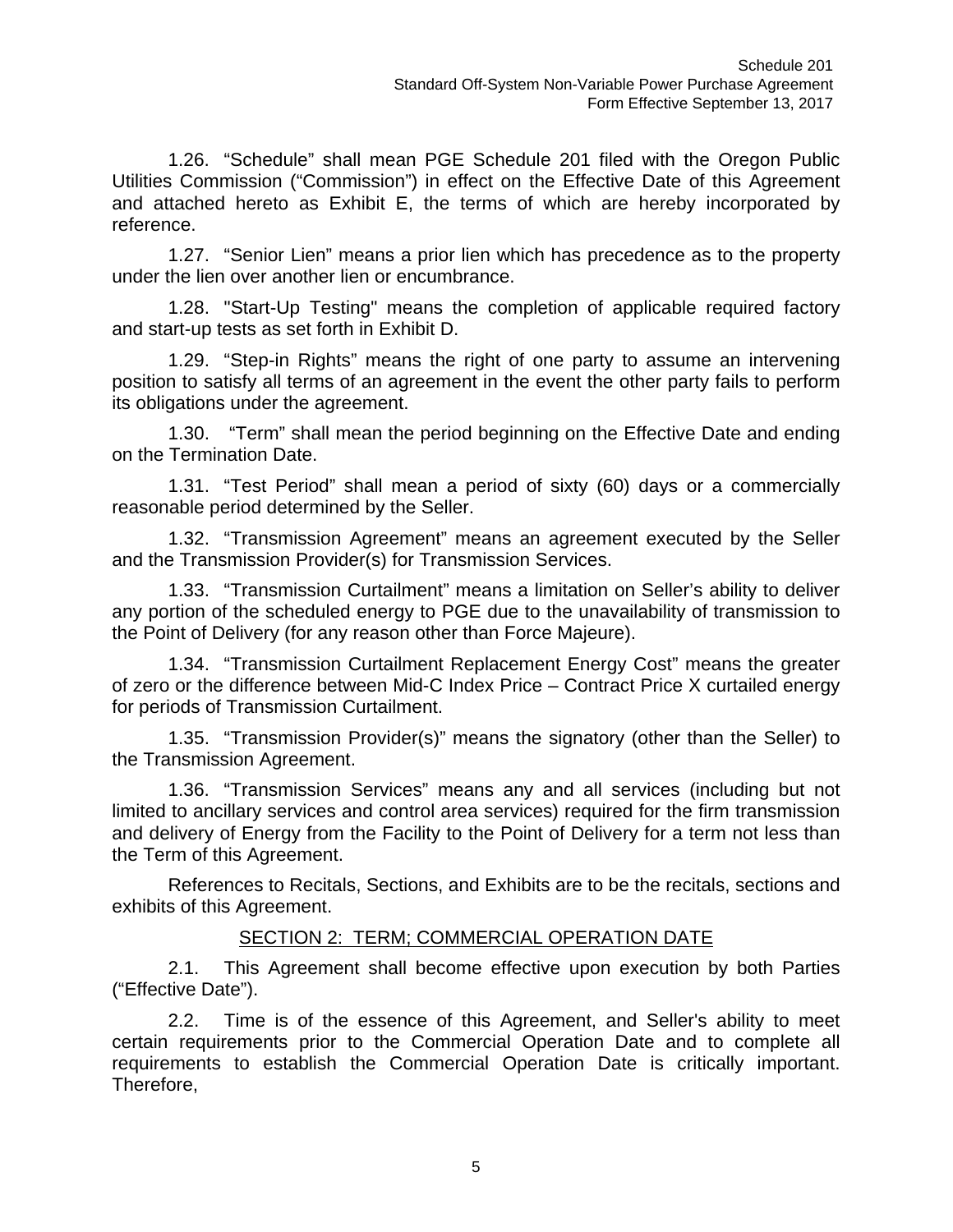1.26. “Schedule” shall mean PGE Schedule 201 filed with the Oregon Public Utilities Commission (“Commission”) in effect on the Effective Date of this Agreement and attached hereto as Exhibit E, the terms of which are hereby incorporated by reference.

1.27. “Senior Lien” means a prior lien which has precedence as to the property under the lien over another lien or encumbrance.

1.28. "Start-Up Testing" means the completion of applicable required factory and start-up tests as set forth in Exhibit D.

1.29. “Step-in Rights” means the right of one party to assume an intervening position to satisfy all terms of an agreement in the event the other party fails to perform its obligations under the agreement.

1.30. “Term” shall mean the period beginning on the Effective Date and ending on the Termination Date.

1.31. “Test Period” shall mean a period of sixty (60) days or a commercially reasonable period determined by the Seller.

1.32. “Transmission Agreement” means an agreement executed by the Seller and the Transmission Provider(s) for Transmission Services.

1.33. “Transmission Curtailment” means a limitation on Seller’s ability to deliver any portion of the scheduled energy to PGE due to the unavailability of transmission to the Point of Delivery (for any reason other than Force Majeure).

1.34. “Transmission Curtailment Replacement Energy Cost” means the greater of zero or the difference between Mid-C Index Price – Contract Price X curtailed energy for periods of Transmission Curtailment.

1.35. “Transmission Provider(s)” means the signatory (other than the Seller) to the Transmission Agreement.

1.36. “Transmission Services” means any and all services (including but not limited to ancillary services and control area services) required for the firm transmission and delivery of Energy from the Facility to the Point of Delivery for a term not less than the Term of this Agreement.

References to Recitals, Sections, and Exhibits are to be the recitals, sections and exhibits of this Agreement.

## SECTION 2: TERM; COMMERCIAL OPERATION DATE

2.1. This Agreement shall become effective upon execution by both Parties (“Effective Date”).

2.2. Time is of the essence of this Agreement, and Seller's ability to meet certain requirements prior to the Commercial Operation Date and to complete all requirements to establish the Commercial Operation Date is critically important. Therefore,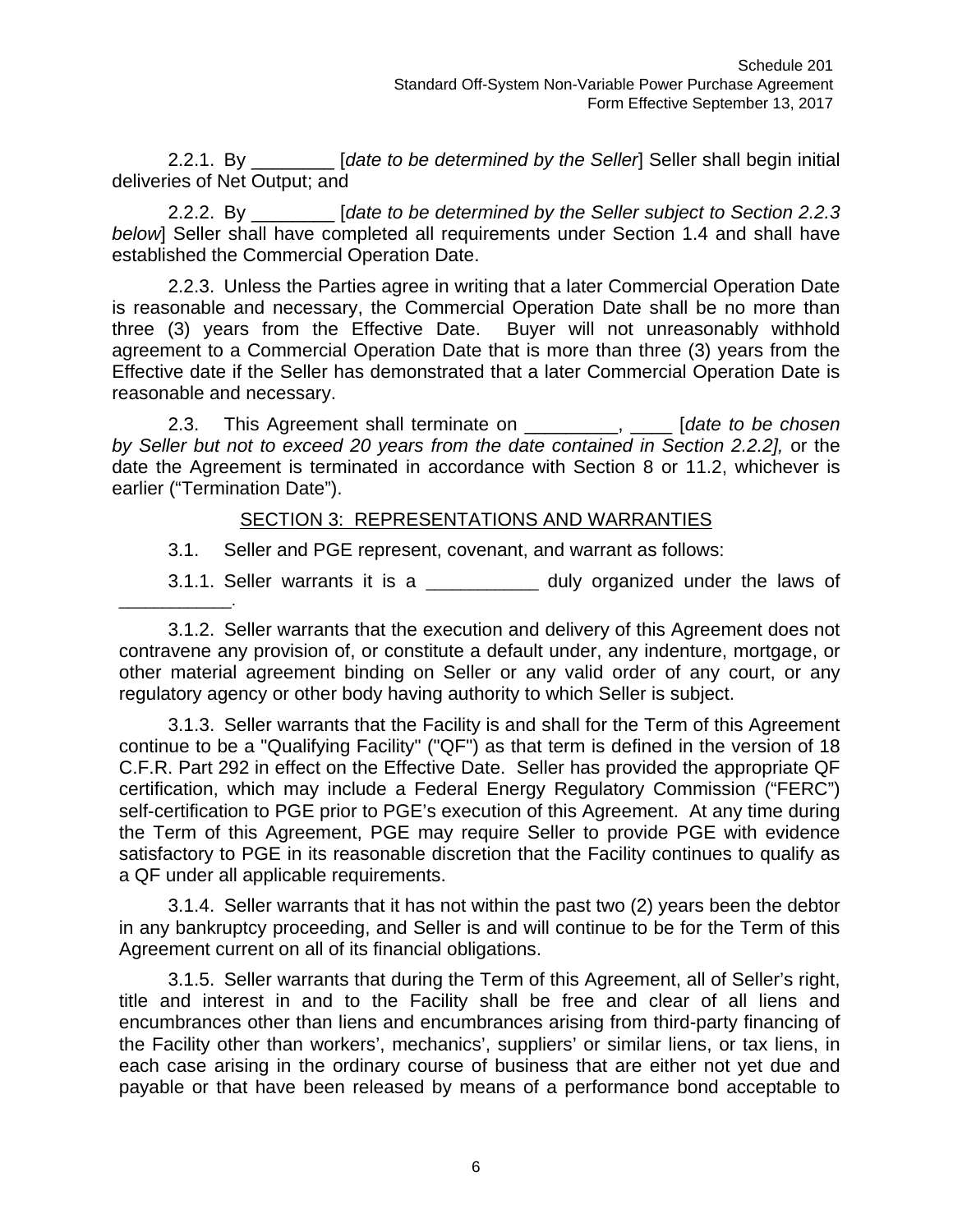2.2.1. By ________ [*date to be determined by the Seller*] Seller shall begin initial deliveries of Net Output; and

2.2.2. By ________ [*date to be determined by the Seller subject to Section 2.2.3 below*] Seller shall have completed all requirements under Section 1.4 and shall have established the Commercial Operation Date.

2.2.3. Unless the Parties agree in writing that a later Commercial Operation Date is reasonable and necessary, the Commercial Operation Date shall be no more than three (3) years from the Effective Date. Buyer will not unreasonably withhold agreement to a Commercial Operation Date that is more than three (3) years from the Effective date if the Seller has demonstrated that a later Commercial Operation Date is reasonable and necessary.

2.3. This Agreement shall terminate on _________, ____ [*date to be chosen by Seller but not to exceed 20 years from the date contained in Section 2.2.2],* or the date the Agreement is terminated in accordance with Section 8 or 11.2, whichever is earlier ("Termination Date").

<u>SECTION 3: REPRESENTATIONS AND WARRANTIES</u>

3.1. Seller and PGE represent, covenant, and warrant as follows:

3.1.1. Seller warrants it is a ___________ duly organized under the laws of ___________.

3.1.2. Seller warrants that the execution and delivery of this Agreement does not contravene any provision of, or constitute a default under, any indenture, mortgage, or other material agreement binding on Seller or any valid order of any court, or any regulatory agency or other body having authority to which Seller is subject.

3.1.3. Seller warrants that the Facility is and shall for the Term of this Agreement continue to be a "Qualifying Facility" ("QF") as that term is defined in the version of 18 C.F.R. Part 292 in effect on the Effective Date. Seller has provided the appropriate QF certification, which may include a Federal Energy Regulatory Commission ("FERC") self-certification to PGE prior to PGE's execution of this Agreement. At any time during the Term of this Agreement, PGE may require Seller to provide PGE with evidence satisfactory to PGE in its reasonable discretion that the Facility continues to qualify as a QF under all applicable requirements.

3.1.4. Seller warrants that it has not within the past two (2) years been the debtor in any bankruptcy proceeding, and Seller is and will continue to be for the Term of this Agreement current on all of its financial obligations.

3.1.5. Seller warrants that during the Term of this Agreement, all of Seller's right, title and interest in and to the Facility shall be free and clear of all liens and encumbrances other than liens and encumbrances arising from third-party financing of the Facility other than workers', mechanics', suppliers' or similar liens, or tax liens, in each case arising in the ordinary course of business that are either not yet due and payable or that have been released by means of a performance bond acceptable to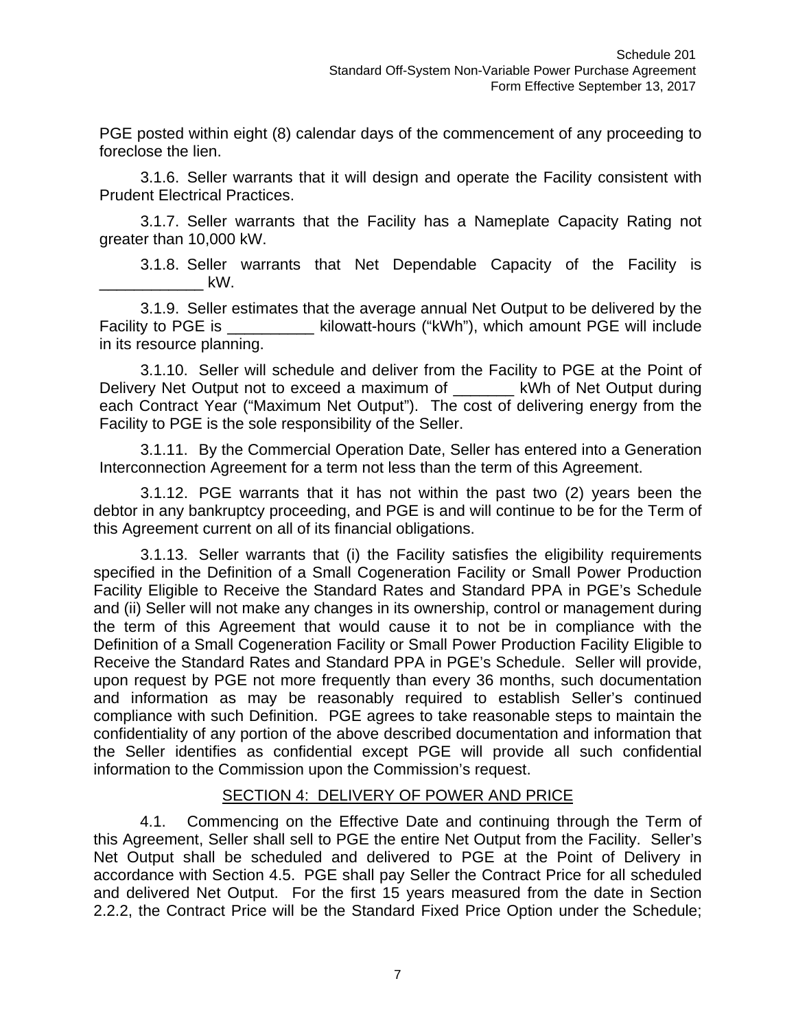PGE posted within eight (8) calendar days of the commencement of any proceeding to foreclose the lien.

3.1.6. Seller warrants that it will design and operate the Facility consistent with Prudent Electrical Practices.

3.1.7. Seller warrants that the Facility has a Nameplate Capacity Rating not greater than 10,000 kW.

3.1.8. Seller warrants that Net Dependable Capacity of the Facility is ____________ kW.

3.1.9. Seller estimates that the average annual Net Output to be delivered by the Facility to PGE is __________ kilowatt-hours ("kWh"), which amount PGE will include in its resource planning.

3.1.10. Seller will schedule and deliver from the Facility to PGE at the Point of Delivery Net Output not to exceed a maximum of _______ kWh of Net Output during each Contract Year ("Maximum Net Output"). The cost of delivering energy from the Facility to PGE is the sole responsibility of the Seller.

3.1.11. By the Commercial Operation Date, Seller has entered into a Generation Interconnection Agreement for a term not less than the term of this Agreement.

3.1.12. PGE warrants that it has not within the past two (2) years been the debtor in any bankruptcy proceeding, and PGE is and will continue to be for the Term of this Agreement current on all of its financial obligations.

3.1.13. Seller warrants that (i) the Facility satisfies the eligibility requirements specified in the Definition of a Small Cogeneration Facility or Small Power Production Facility Eligible to Receive the Standard Rates and Standard PPA in PGE's Schedule and (ii) Seller will not make any changes in its ownership, control or management during the term of this Agreement that would cause it to not be in compliance with the Definition of a Small Cogeneration Facility or Small Power Production Facility Eligible to Receive the Standard Rates and Standard PPA in PGE's Schedule. Seller will provide, upon request by PGE not more frequently than every 36 months, such documentation and information as may be reasonably required to establish Seller's continued compliance with such Definition. PGE agrees to take reasonable steps to maintain the confidentiality of any portion of the above described documentation and information that the Seller identifies as confidential except PGE will provide all such confidential information to the Commission upon the Commission's request.

## SECTION 4: DELIVERY OF POWER AND PRICE

4.1. Commencing on the Effective Date and continuing through the Term of this Agreement, Seller shall sell to PGE the entire Net Output from the Facility. Seller's Net Output shall be scheduled and delivered to PGE at the Point of Delivery in accordance with Section 4.5. PGE shall pay Seller the Contract Price for all scheduled and delivered Net Output. For the first 15 years measured from the date in Section 2.2.2, the Contract Price will be the Standard Fixed Price Option under the Schedule;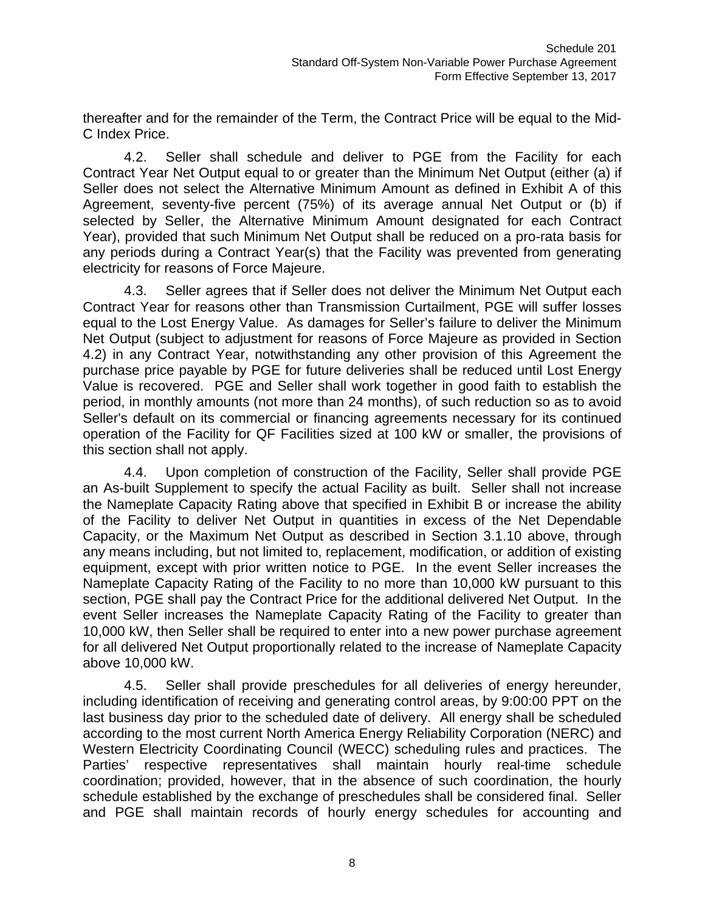thereafter and for the remainder of the Term, the Contract Price will be equal to the Mid-C Index Price.

4.2. Seller shall schedule and deliver to PGE from the Facility for each Contract Year Net Output equal to or greater than the Minimum Net Output (either (a) if Seller does not select the Alternative Minimum Amount as defined in Exhibit A of this Agreement, seventy-five percent (75%) of its average annual Net Output or (b) if selected by Seller, the Alternative Minimum Amount designated for each Contract Year), provided that such Minimum Net Output shall be reduced on a pro-rata basis for any periods during a Contract Year(s) that the Facility was prevented from generating electricity for reasons of Force Majeure.

4.3. Seller agrees that if Seller does not deliver the Minimum Net Output each Contract Year for reasons other than Transmission Curtailment, PGE will suffer losses equal to the Lost Energy Value. As damages for Seller's failure to deliver the Minimum Net Output (subject to adjustment for reasons of Force Majeure as provided in Section 4.2) in any Contract Year, notwithstanding any other provision of this Agreement the purchase price payable by PGE for future deliveries shall be reduced until Lost Energy Value is recovered. PGE and Seller shall work together in good faith to establish the period, in monthly amounts (not more than 24 months), of such reduction so as to avoid Seller's default on its commercial or financing agreements necessary for its continued operation of the Facility for QF Facilities sized at 100 kW or smaller, the provisions of this section shall not apply.

4.4. Upon completion of construction of the Facility, Seller shall provide PGE an As-built Supplement to specify the actual Facility as built. Seller shall not increase the Nameplate Capacity Rating above that specified in Exhibit B or increase the ability of the Facility to deliver Net Output in quantities in excess of the Net Dependable Capacity, or the Maximum Net Output as described in Section 3.1.10 above, through any means including, but not limited to, replacement, modification, or addition of existing equipment, except with prior written notice to PGE. In the event Seller increases the Nameplate Capacity Rating of the Facility to no more than 10,000 kW pursuant to this section, PGE shall pay the Contract Price for the additional delivered Net Output. In the event Seller increases the Nameplate Capacity Rating of the Facility to greater than 10,000 kW, then Seller shall be required to enter into a new power purchase agreement for all delivered Net Output proportionally related to the increase of Nameplate Capacity above 10,000 kW.

4.5. Seller shall provide preschedules for all deliveries of energy hereunder, including identification of receiving and generating control areas, by 9:00:00 PPT on the last business day prior to the scheduled date of delivery. All energy shall be scheduled according to the most current North America Energy Reliability Corporation (NERC) and Western Electricity Coordinating Council (WECC) scheduling rules and practices. The Parties' respective representatives shall maintain hourly real-time schedule coordination; provided, however, that in the absence of such coordination, the hourly schedule established by the exchange of preschedules shall be considered final. Seller and PGE shall maintain records of hourly energy schedules for accounting and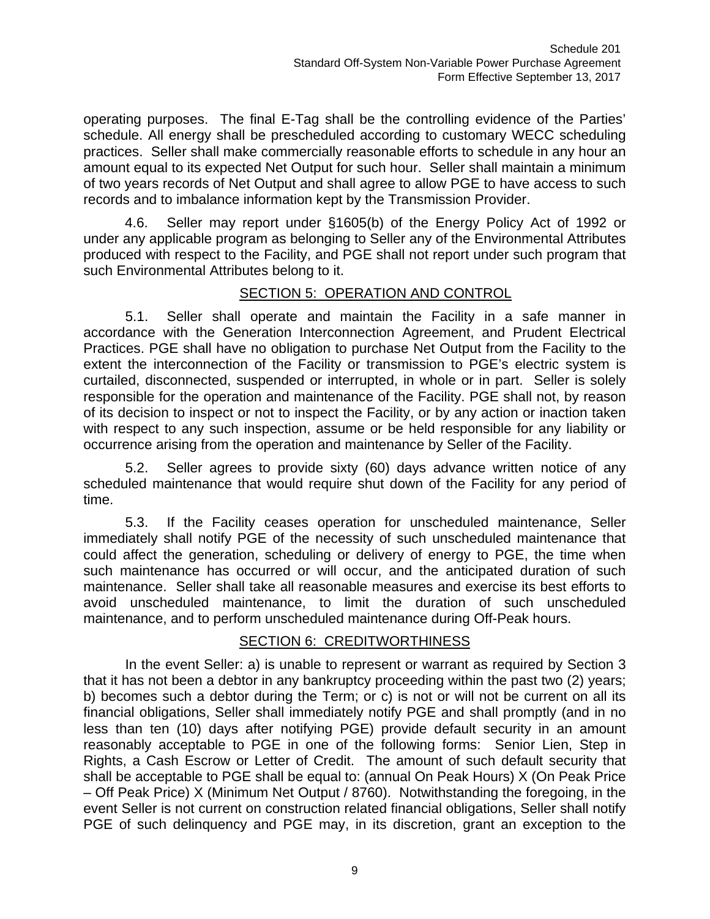operating purposes. The final E-Tag shall be the controlling evidence of the Parties' schedule. All energy shall be prescheduled according to customary WECC scheduling practices. Seller shall make commercially reasonable efforts to schedule in any hour an amount equal to its expected Net Output for such hour. Seller shall maintain a minimum of two years records of Net Output and shall agree to allow PGE to have access to such records and to imbalance information kept by the Transmission Provider.

4.6. Seller may report under §1605(b) of the Energy Policy Act of 1992 or under any applicable program as belonging to Seller any of the Environmental Attributes produced with respect to the Facility, and PGE shall not report under such program that such Environmental Attributes belong to it.

## SECTION 5: OPERATION AND CONTROL

5.1. Seller shall operate and maintain the Facility in a safe manner in accordance with the Generation Interconnection Agreement, and Prudent Electrical Practices. PGE shall have no obligation to purchase Net Output from the Facility to the extent the interconnection of the Facility or transmission to PGE's electric system is curtailed, disconnected, suspended or interrupted, in whole or in part. Seller is solely responsible for the operation and maintenance of the Facility. PGE shall not, by reason of its decision to inspect or not to inspect the Facility, or by any action or inaction taken with respect to any such inspection, assume or be held responsible for any liability or occurrence arising from the operation and maintenance by Seller of the Facility.

5.2. Seller agrees to provide sixty (60) days advance written notice of any scheduled maintenance that would require shut down of the Facility for any period of time.

5.3. If the Facility ceases operation for unscheduled maintenance, Seller immediately shall notify PGE of the necessity of such unscheduled maintenance that could affect the generation, scheduling or delivery of energy to PGE, the time when such maintenance has occurred or will occur, and the anticipated duration of such maintenance. Seller shall take all reasonable measures and exercise its best efforts to avoid unscheduled maintenance, to limit the duration of such unscheduled maintenance, and to perform unscheduled maintenance during Off-Peak hours.

## SECTION 6: CREDITWORTHINESS

In the event Seller: a) is unable to represent or warrant as required by Section 3 that it has not been a debtor in any bankruptcy proceeding within the past two (2) years; b) becomes such a debtor during the Term; or c) is not or will not be current on all its financial obligations, Seller shall immediately notify PGE and shall promptly (and in no less than ten (10) days after notifying PGE) provide default security in an amount reasonably acceptable to PGE in one of the following forms: Senior Lien, Step in Rights, a Cash Escrow or Letter of Credit. The amount of such default security that shall be acceptable to PGE shall be equal to: (annual On Peak Hours) X (On Peak Price – Off Peak Price) X (Minimum Net Output / 8760). Notwithstanding the foregoing, in the event Seller is not current on construction related financial obligations, Seller shall notify PGE of such delinquency and PGE may, in its discretion, grant an exception to the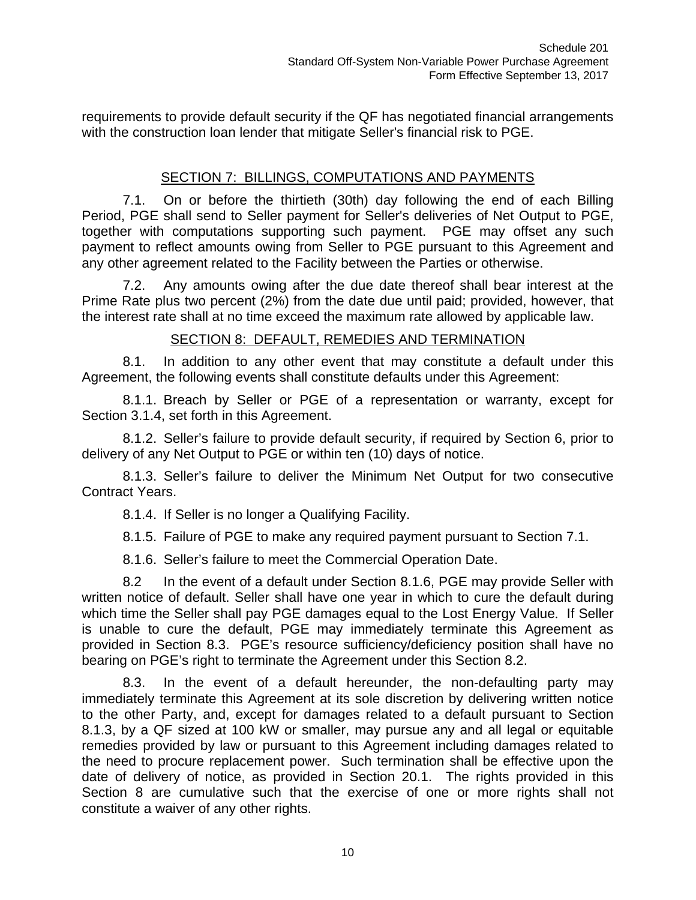requirements to provide default security if the QF has negotiated financial arrangements with the construction loan lender that mitigate Seller's financial risk to PGE.

## SECTION 7: BILLINGS, COMPUTATIONS AND PAYMENTS

7.1. On or before the thirtieth (30th) day following the end of each Billing Period, PGE shall send to Seller payment for Seller's deliveries of Net Output to PGE, together with computations supporting such payment. PGE may offset any such payment to reflect amounts owing from Seller to PGE pursuant to this Agreement and any other agreement related to the Facility between the Parties or otherwise.

7.2. Any amounts owing after the due date thereof shall bear interest at the Prime Rate plus two percent (2%) from the date due until paid; provided, however, that the interest rate shall at no time exceed the maximum rate allowed by applicable law.

## SECTION 8: DEFAULT, REMEDIES AND TERMINATION

8.1. In addition to any other event that may constitute a default under this Agreement, the following events shall constitute defaults under this Agreement:

8.1.1. Breach by Seller or PGE of a representation or warranty, except for Section 3.1.4, set forth in this Agreement.

8.1.2. Seller's failure to provide default security, if required by Section 6, prior to delivery of any Net Output to PGE or within ten (10) days of notice.

8.1.3. Seller's failure to deliver the Minimum Net Output for two consecutive Contract Years.

8.1.4. If Seller is no longer a Qualifying Facility.

8.1.5. Failure of PGE to make any required payment pursuant to Section 7.1.

8.1.6. Seller's failure to meet the Commercial Operation Date.

8.2 In the event of a default under Section 8.1.6, PGE may provide Seller with written notice of default. Seller shall have one year in which to cure the default during which time the Seller shall pay PGE damages equal to the Lost Energy Value. If Seller is unable to cure the default, PGE may immediately terminate this Agreement as provided in Section 8.3. PGE's resource sufficiency/deficiency position shall have no bearing on PGE's right to terminate the Agreement under this Section 8.2.

8.3. In the event of a default hereunder, the non-defaulting party may immediately terminate this Agreement at its sole discretion by delivering written notice to the other Party, and, except for damages related to a default pursuant to Section 8.1.3, by a QF sized at 100 kW or smaller, may pursue any and all legal or equitable remedies provided by law or pursuant to this Agreement including damages related to the need to procure replacement power. Such termination shall be effective upon the date of delivery of notice, as provided in Section 20.1. The rights provided in this Section 8 are cumulative such that the exercise of one or more rights shall not constitute a waiver of any other rights.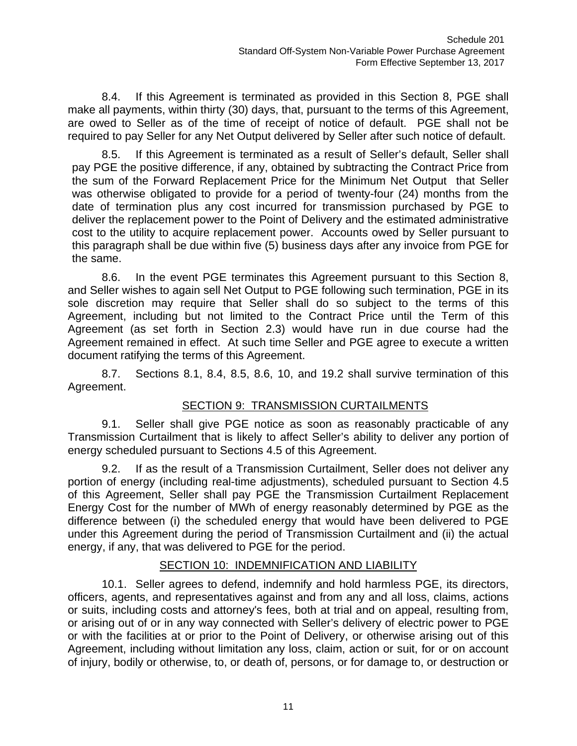8.4. If this Agreement is terminated as provided in this Section 8, PGE shall make all payments, within thirty (30) days, that, pursuant to the terms of this Agreement, are owed to Seller as of the time of receipt of notice of default. PGE shall not be required to pay Seller for any Net Output delivered by Seller after such notice of default.

8.5. If this Agreement is terminated as a result of Seller's default, Seller shall pay PGE the positive difference, if any, obtained by subtracting the Contract Price from the sum of the Forward Replacement Price for the Minimum Net Output that Seller was otherwise obligated to provide for a period of twenty-four (24) months from the date of termination plus any cost incurred for transmission purchased by PGE to deliver the replacement power to the Point of Delivery and the estimated administrative cost to the utility to acquire replacement power. Accounts owed by Seller pursuant to this paragraph shall be due within five (5) business days after any invoice from PGE for the same.

8.6. In the event PGE terminates this Agreement pursuant to this Section 8, and Seller wishes to again sell Net Output to PGE following such termination, PGE in its sole discretion may require that Seller shall do so subject to the terms of this Agreement, including but not limited to the Contract Price until the Term of this Agreement (as set forth in Section 2.3) would have run in due course had the Agreement remained in effect. At such time Seller and PGE agree to execute a written document ratifying the terms of this Agreement.

8.7. Sections 8.1, 8.4, 8.5, 8.6, 10, and 19.2 shall survive termination of this Agreement.

## SECTION 9: TRANSMISSION CURTAILMENTS

9.1. Seller shall give PGE notice as soon as reasonably practicable of any Transmission Curtailment that is likely to affect Seller's ability to deliver any portion of energy scheduled pursuant to Sections 4.5 of this Agreement.

9.2. If as the result of a Transmission Curtailment, Seller does not deliver any portion of energy (including real-time adjustments), scheduled pursuant to Section 4.5 of this Agreement, Seller shall pay PGE the Transmission Curtailment Replacement Energy Cost for the number of MWh of energy reasonably determined by PGE as the difference between (i) the scheduled energy that would have been delivered to PGE under this Agreement during the period of Transmission Curtailment and (ii) the actual energy, if any, that was delivered to PGE for the period.

## SECTION 10: INDEMNIFICATION AND LIABILITY

10.1. Seller agrees to defend, indemnify and hold harmless PGE, its directors, officers, agents, and representatives against and from any and all loss, claims, actions or suits, including costs and attorney's fees, both at trial and on appeal, resulting from, or arising out of or in any way connected with Seller's delivery of electric power to PGE or with the facilities at or prior to the Point of Delivery, or otherwise arising out of this Agreement, including without limitation any loss, claim, action or suit, for or on account of injury, bodily or otherwise, to, or death of, persons, or for damage to, or destruction or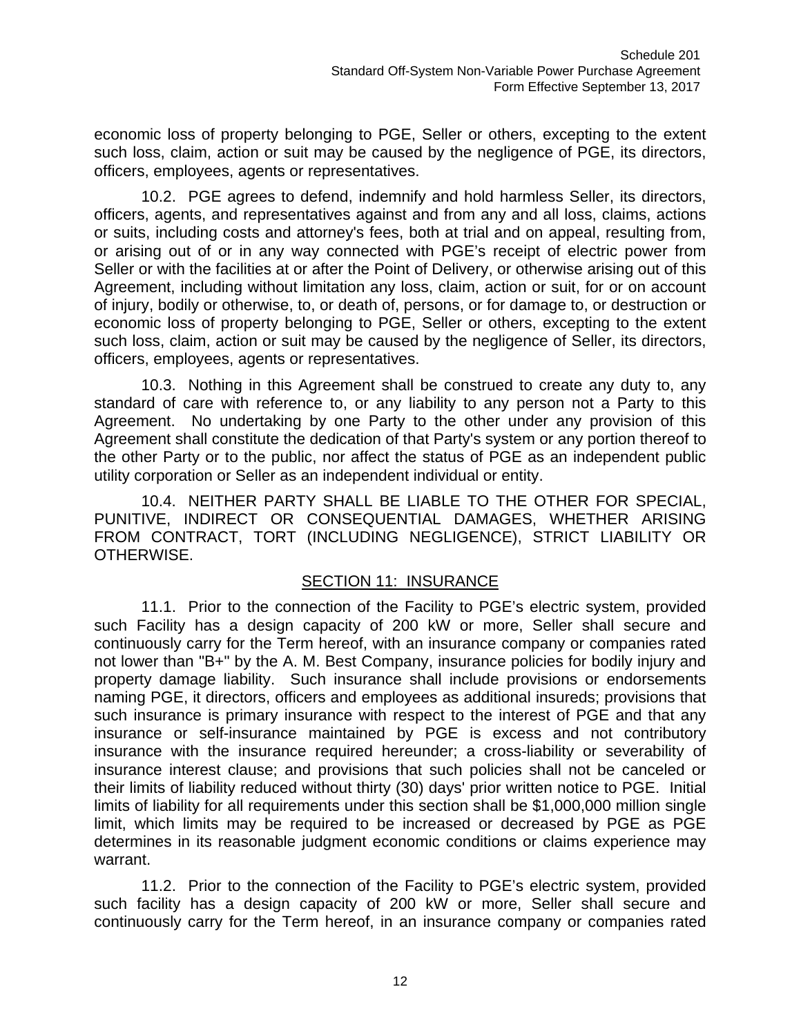economic loss of property belonging to PGE, Seller or others, excepting to the extent such loss, claim, action or suit may be caused by the negligence of PGE, its directors, officers, employees, agents or representatives.

10.2. PGE agrees to defend, indemnify and hold harmless Seller, its directors, officers, agents, and representatives against and from any and all loss, claims, actions or suits, including costs and attorney's fees, both at trial and on appeal, resulting from, or arising out of or in any way connected with PGE's receipt of electric power from Seller or with the facilities at or after the Point of Delivery, or otherwise arising out of this Agreement, including without limitation any loss, claim, action or suit, for or on account of injury, bodily or otherwise, to, or death of, persons, or for damage to, or destruction or economic loss of property belonging to PGE, Seller or others, excepting to the extent such loss, claim, action or suit may be caused by the negligence of Seller, its directors, officers, employees, agents or representatives.

10.3. Nothing in this Agreement shall be construed to create any duty to, any standard of care with reference to, or any liability to any person not a Party to this Agreement. No undertaking by one Party to the other under any provision of this Agreement shall constitute the dedication of that Party's system or any portion thereof to the other Party or to the public, nor affect the status of PGE as an independent public utility corporation or Seller as an independent individual or entity.

10.4. NEITHER PARTY SHALL BE LIABLE TO THE OTHER FOR SPECIAL, PUNITIVE, INDIRECT OR CONSEQUENTIAL DAMAGES, WHETHER ARISING FROM CONTRACT, TORT (INCLUDING NEGLIGENCE), STRICT LIABILITY OR OTHERWISE.

## SECTION 11: INSURANCE

11.1. Prior to the connection of the Facility to PGE's electric system, provided such Facility has a design capacity of 200 kW or more, Seller shall secure and continuously carry for the Term hereof, with an insurance company or companies rated not lower than "B+" by the A. M. Best Company, insurance policies for bodily injury and property damage liability. Such insurance shall include provisions or endorsements naming PGE, it directors, officers and employees as additional insureds; provisions that such insurance is primary insurance with respect to the interest of PGE and that any insurance or self-insurance maintained by PGE is excess and not contributory insurance with the insurance required hereunder; a cross-liability or severability of insurance interest clause; and provisions that such policies shall not be canceled or their limits of liability reduced without thirty (30) days' prior written notice to PGE. Initial limits of liability for all requirements under this section shall be $1,000,000 million single limit, which limits may be required to be increased or decreased by PGE as PGE determines in its reasonable judgment economic conditions or claims experience may warrant.

11.2. Prior to the connection of the Facility to PGE's electric system, provided such facility has a design capacity of 200 kW or more, Seller shall secure and continuously carry for the Term hereof, in an insurance company or companies rated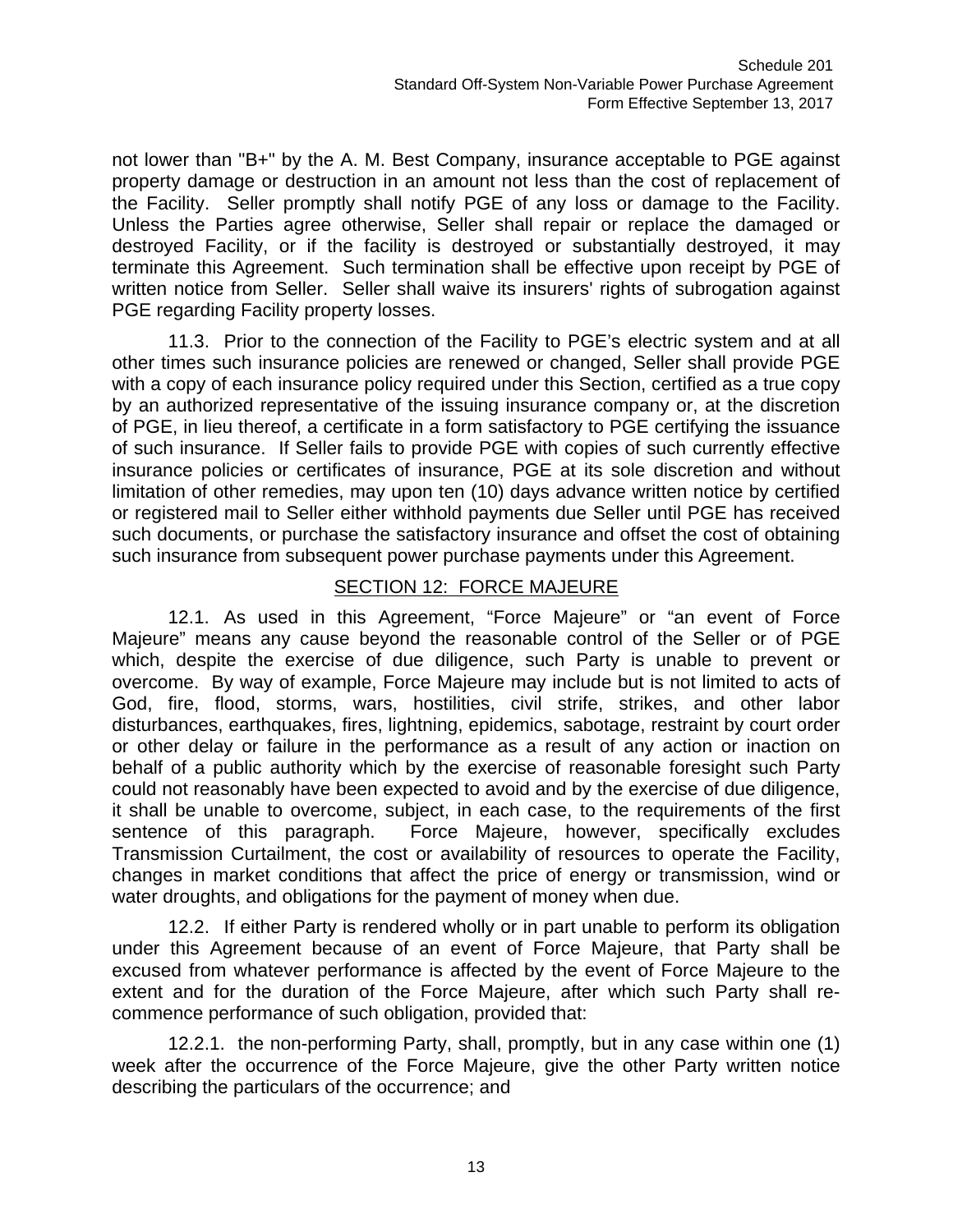not lower than "B+" by the A. M. Best Company, insurance acceptable to PGE against property damage or destruction in an amount not less than the cost of replacement of the Facility. Seller promptly shall notify PGE of any loss or damage to the Facility. Unless the Parties agree otherwise, Seller shall repair or replace the damaged or destroyed Facility, or if the facility is destroyed or substantially destroyed, it may terminate this Agreement. Such termination shall be effective upon receipt by PGE of written notice from Seller. Seller shall waive its insurers' rights of subrogation against PGE regarding Facility property losses.

11.3. Prior to the connection of the Facility to PGE's electric system and at all other times such insurance policies are renewed or changed, Seller shall provide PGE with a copy of each insurance policy required under this Section, certified as a true copy by an authorized representative of the issuing insurance company or, at the discretion of PGE, in lieu thereof, a certificate in a form satisfactory to PGE certifying the issuance of such insurance. If Seller fails to provide PGE with copies of such currently effective insurance policies or certificates of insurance, PGE at its sole discretion and without limitation of other remedies, may upon ten (10) days advance written notice by certified or registered mail to Seller either withhold payments due Seller until PGE has received such documents, or purchase the satisfactory insurance and offset the cost of obtaining such insurance from subsequent power purchase payments under this Agreement.

## SECTION 12: FORCE MAJEURE

12.1. As used in this Agreement, "Force Majeure" or "an event of Force Majeure" means any cause beyond the reasonable control of the Seller or of PGE which, despite the exercise of due diligence, such Party is unable to prevent or overcome. By way of example, Force Majeure may include but is not limited to acts of God, fire, flood, storms, wars, hostilities, civil strife, strikes, and other labor disturbances, earthquakes, fires, lightning, epidemics, sabotage, restraint by court order or other delay or failure in the performance as a result of any action or inaction on behalf of a public authority which by the exercise of reasonable foresight such Party could not reasonably have been expected to avoid and by the exercise of due diligence, it shall be unable to overcome, subject, in each case, to the requirements of the first sentence of this paragraph. Force Majeure, however, specifically excludes Transmission Curtailment, the cost or availability of resources to operate the Facility, changes in market conditions that affect the price of energy or transmission, wind or water droughts, and obligations for the payment of money when due.

12.2. If either Party is rendered wholly or in part unable to perform its obligation under this Agreement because of an event of Force Majeure, that Party shall be excused from whatever performance is affected by the event of Force Majeure to the extent and for the duration of the Force Majeure, after which such Party shall re-commence performance of such obligation, provided that:

12.2.1. the non-performing Party, shall, promptly, but in any case within one (1) week after the occurrence of the Force Majeure, give the other Party written notice describing the particulars of the occurrence; and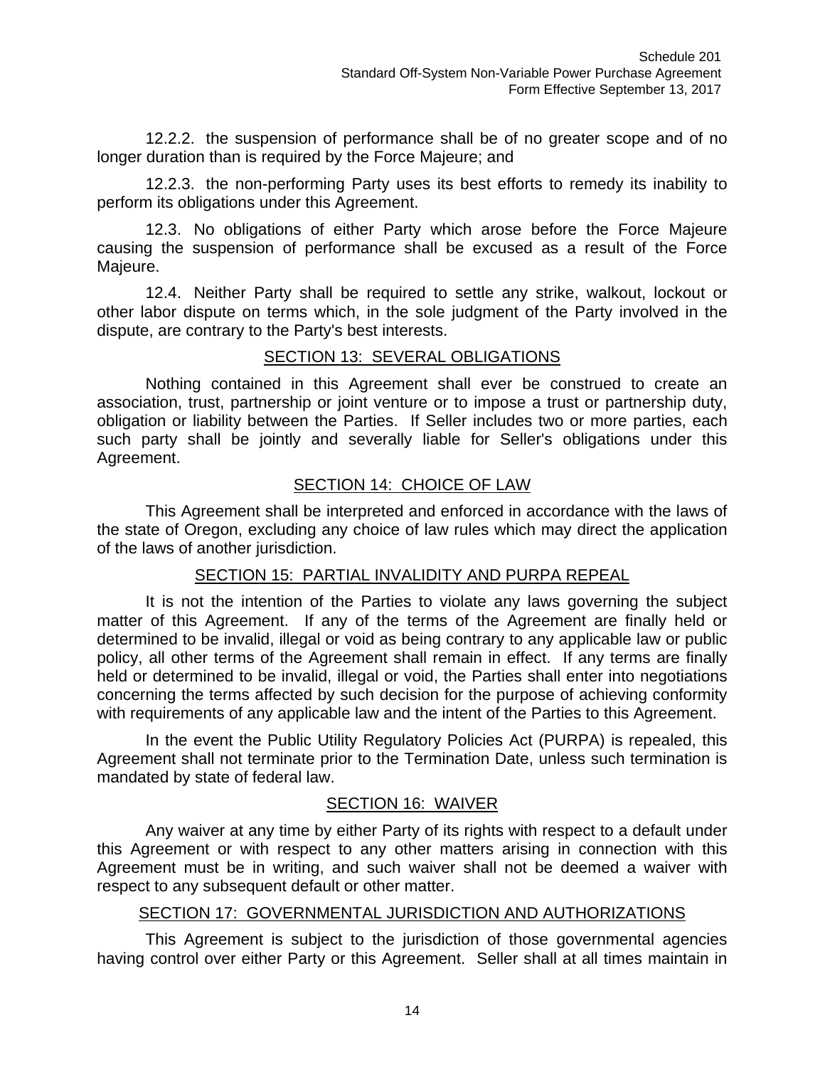12.2.2. the suspension of performance shall be of no greater scope and of no longer duration than is required by the Force Majeure; and

12.2.3. the non-performing Party uses its best efforts to remedy its inability to perform its obligations under this Agreement.

12.3. No obligations of either Party which arose before the Force Majeure causing the suspension of performance shall be excused as a result of the Force Majeure.

12.4. Neither Party shall be required to settle any strike, walkout, lockout or other labor dispute on terms which, in the sole judgment of the Party involved in the dispute, are contrary to the Party's best interests.

## SECTION 13: SEVERAL OBLIGATIONS

Nothing contained in this Agreement shall ever be construed to create an association, trust, partnership or joint venture or to impose a trust or partnership duty, obligation or liability between the Parties. If Seller includes two or more parties, each such party shall be jointly and severally liable for Seller's obligations under this Agreement.

## SECTION 14: CHOICE OF LAW

This Agreement shall be interpreted and enforced in accordance with the laws of the state of Oregon, excluding any choice of law rules which may direct the application of the laws of another jurisdiction.

## SECTION 15: PARTIAL INVALIDITY AND PURPA REPEAL

It is not the intention of the Parties to violate any laws governing the subject matter of this Agreement. If any of the terms of the Agreement are finally held or determined to be invalid, illegal or void as being contrary to any applicable law or public policy, all other terms of the Agreement shall remain in effect. If any terms are finally held or determined to be invalid, illegal or void, the Parties shall enter into negotiations concerning the terms affected by such decision for the purpose of achieving conformity with requirements of any applicable law and the intent of the Parties to this Agreement.

In the event the Public Utility Regulatory Policies Act (PURPA) is repealed, this Agreement shall not terminate prior to the Termination Date, unless such termination is mandated by state of federal law.

## SECTION 16: WAIVER

Any waiver at any time by either Party of its rights with respect to a default under this Agreement or with respect to any other matters arising in connection with this Agreement must be in writing, and such waiver shall not be deemed a waiver with respect to any subsequent default or other matter.

## SECTION 17: GOVERNMENTAL JURISDICTION AND AUTHORIZATIONS

This Agreement is subject to the jurisdiction of those governmental agencies having control over either Party or this Agreement. Seller shall at all times maintain in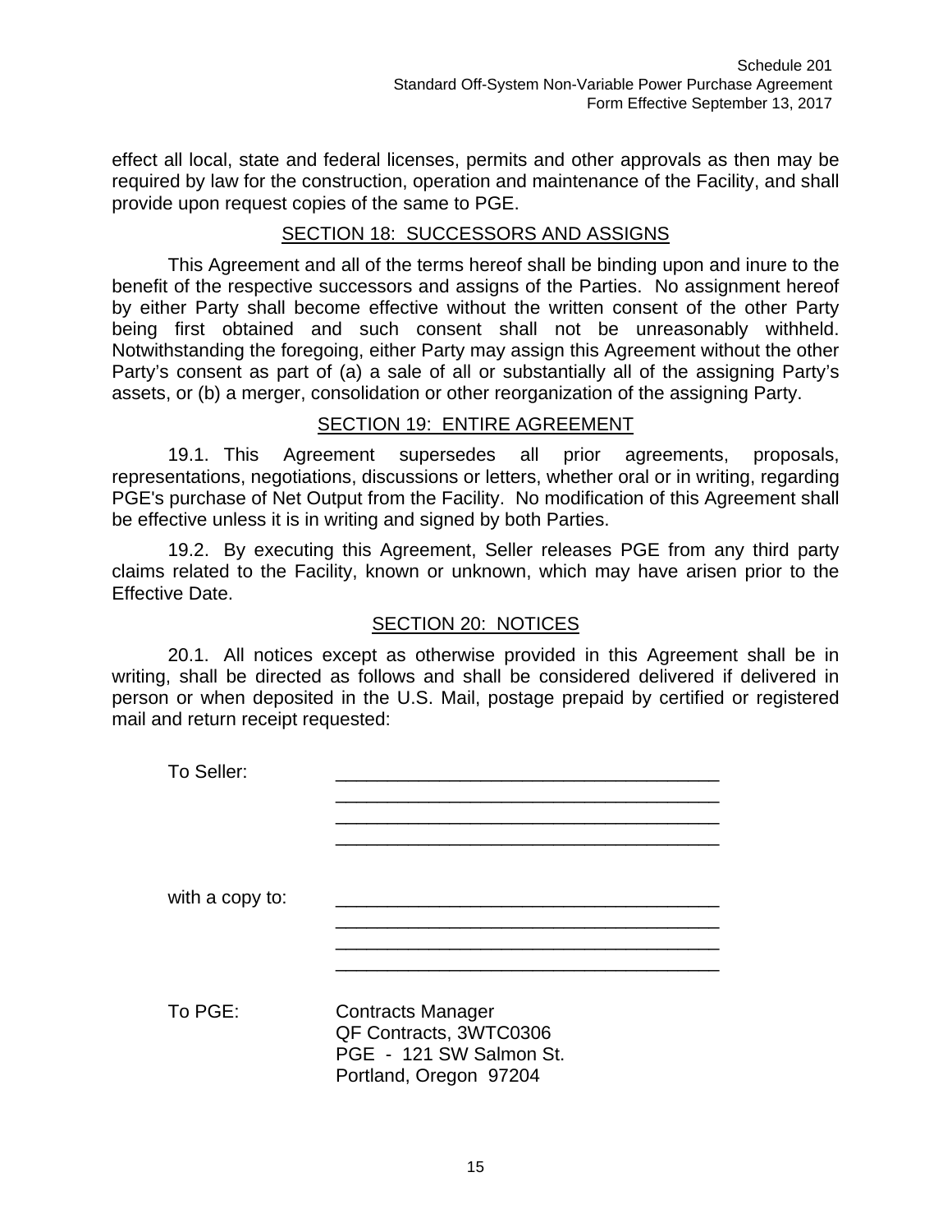effect all local, state and federal licenses, permits and other approvals as then may be required by law for the construction, operation and maintenance of the Facility, and shall provide upon request copies of the same to PGE.

## SECTION 18: SUCCESSORS AND ASSIGNS

This Agreement and all of the terms hereof shall be binding upon and inure to the benefit of the respective successors and assigns of the Parties. No assignment hereof by either Party shall become effective without the written consent of the other Party being first obtained and such consent shall not be unreasonably withheld. Notwithstanding the foregoing, either Party may assign this Agreement without the other Party's consent as part of (a) a sale of all or substantially all of the assigning Party's assets, or (b) a merger, consolidation or other reorganization of the assigning Party.

## SECTION 19: ENTIRE AGREEMENT

19.1. This Agreement supersedes all prior agreements, proposals, representations, negotiations, discussions or letters, whether oral or in writing, regarding PGE's purchase of Net Output from the Facility. No modification of this Agreement shall be effective unless it is in writing and signed by both Parties.

19.2. By executing this Agreement, Seller releases PGE from any third party claims related to the Facility, known or unknown, which may have arisen prior to the Effective Date.

## SECTION 20: NOTICES

20.1. All notices except as otherwise provided in this Agreement shall be in writing, shall be directed as follows and shall be considered delivered if delivered in person or when deposited in the U.S. Mail, postage prepaid by certified or registered mail and return receipt requested:

To Seller: ______________________________________
______________________________________
______________________________________
______________________________________

with a copy to: ______________________________________
______________________________________
______________________________________
______________________________________

To PGE: Contracts Manager
QF Contracts, 3WTC0306
PGE - 121 SW Salmon St.
Portland, Oregon 97204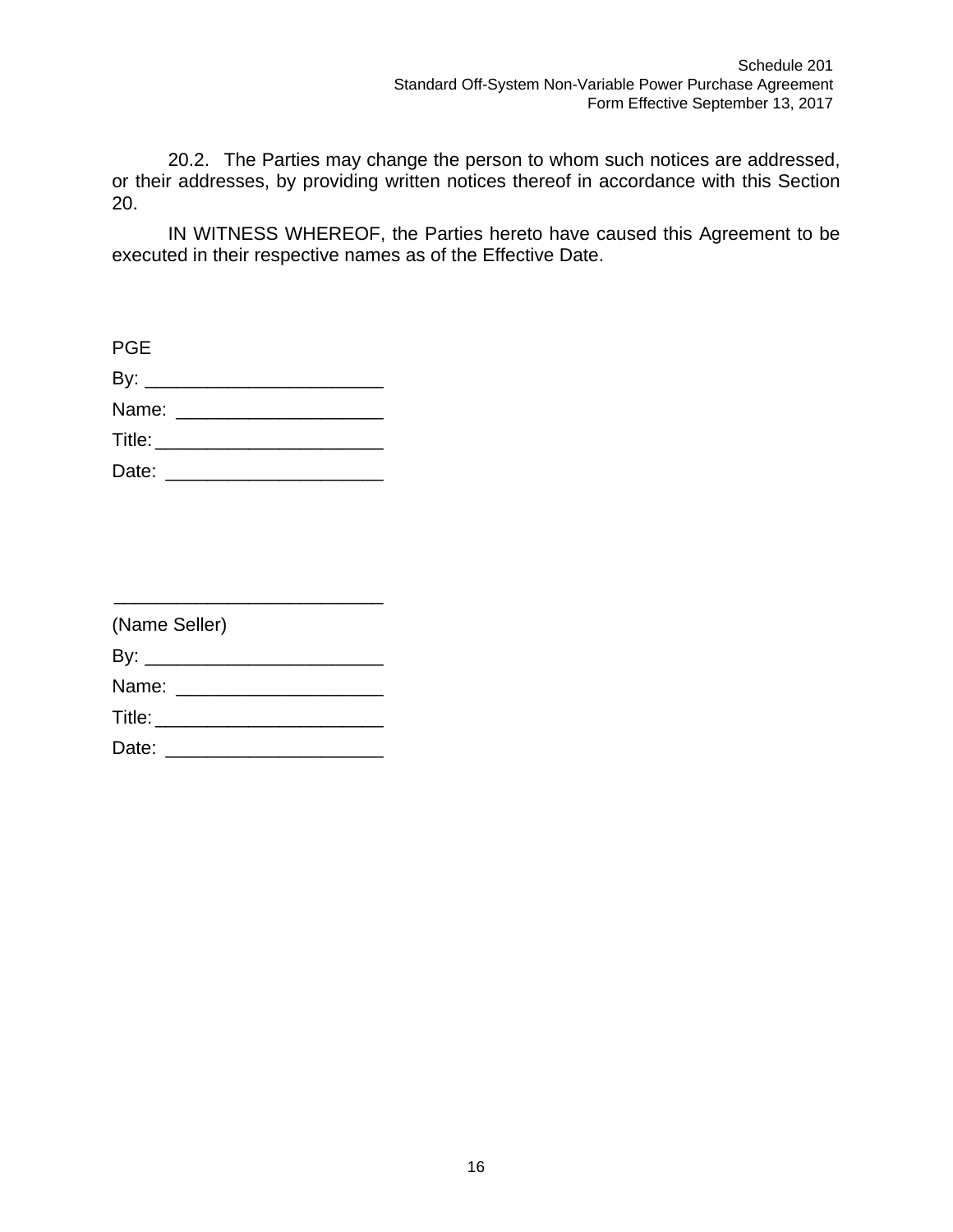20.2. The Parties may change the person to whom such notices are addressed, or their addresses, by providing written notices thereof in accordance with this Section 20.

IN WITNESS WHEREOF, the Parties hereto have caused this Agreement to be executed in their respective names as of the Effective Date.

PGE

By: _______________________

Name: ____________________

Title: ______________________

Date: _____________________

__________________________

(Name Seller)

By: _______________________

Name: ____________________

Title: ______________________

Date: _____________________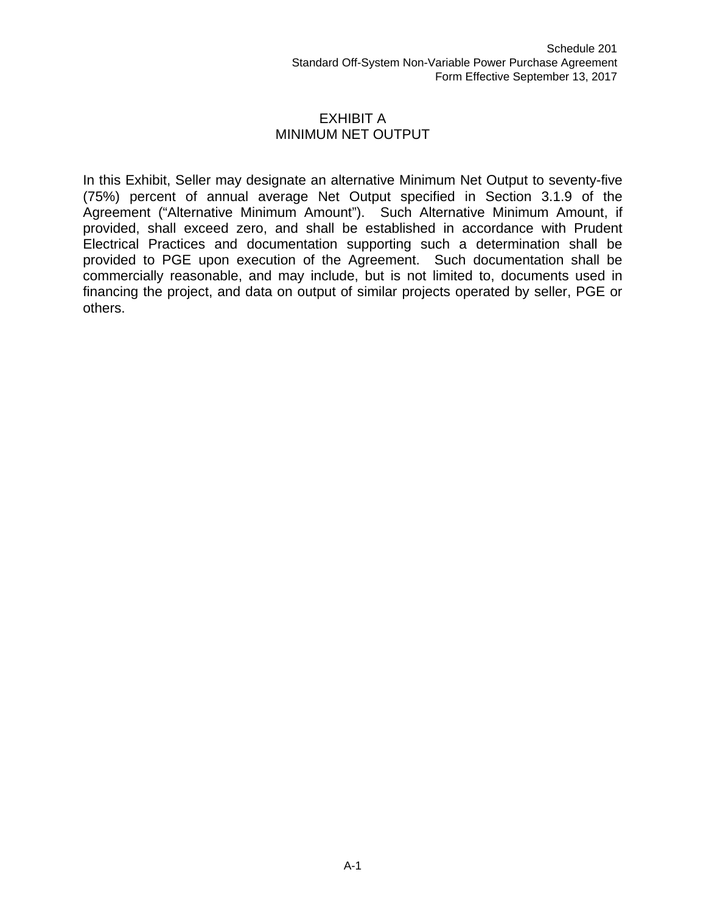# EXHIBIT A
## MINIMUM NET OUTPUT

In this Exhibit, Seller may designate an alternative Minimum Net Output to seventy-five (75%) percent of annual average Net Output specified in Section 3.1.9 of the Agreement ("Alternative Minimum Amount"). Such Alternative Minimum Amount, if provided, shall exceed zero, and shall be established in accordance with Prudent Electrical Practices and documentation supporting such a determination shall be provided to PGE upon execution of the Agreement. Such documentation shall be commercially reasonable, and may include, but is not limited to, documents used in financing the project, and data on output of similar projects operated by seller, PGE or others.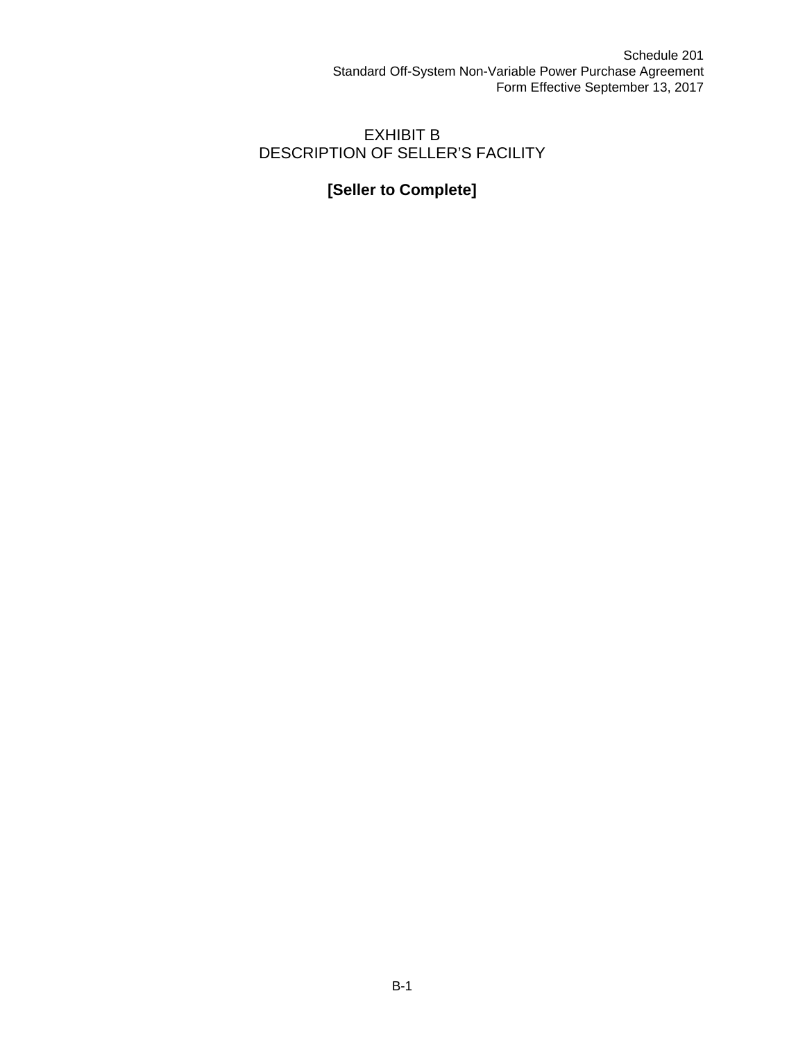# EXHIBIT B
# DESCRIPTION OF SELLER'S FACILITY

**[Seller to Complete]**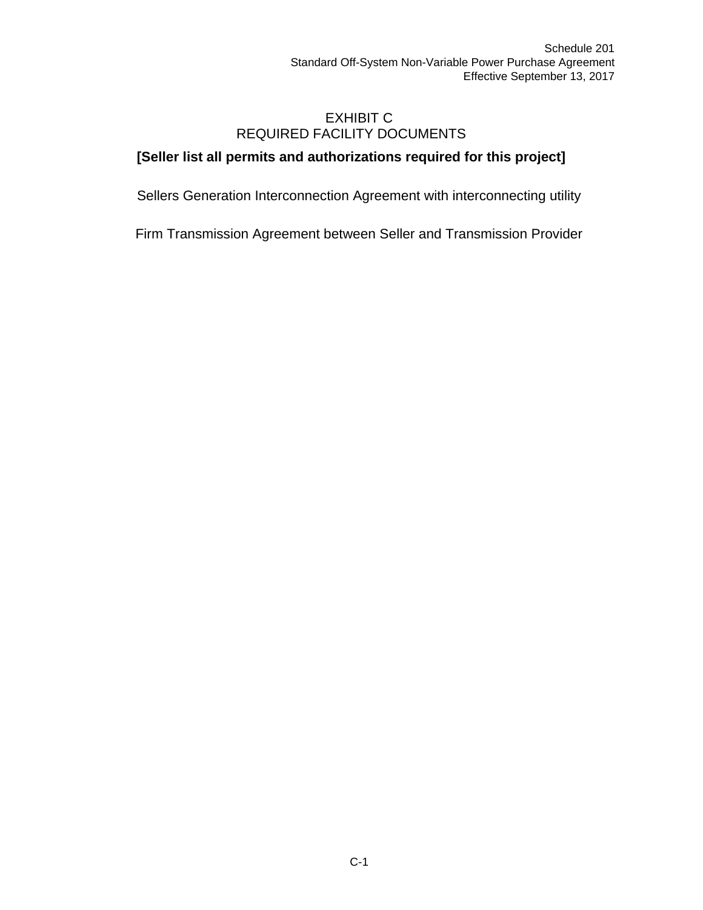# EXHIBIT C
## REQUIRED FACILITY DOCUMENTS

**[Seller list all permits and authorizations required for this project]**

Sellers Generation Interconnection Agreement with interconnecting utility

Firm Transmission Agreement between Seller and Transmission Provider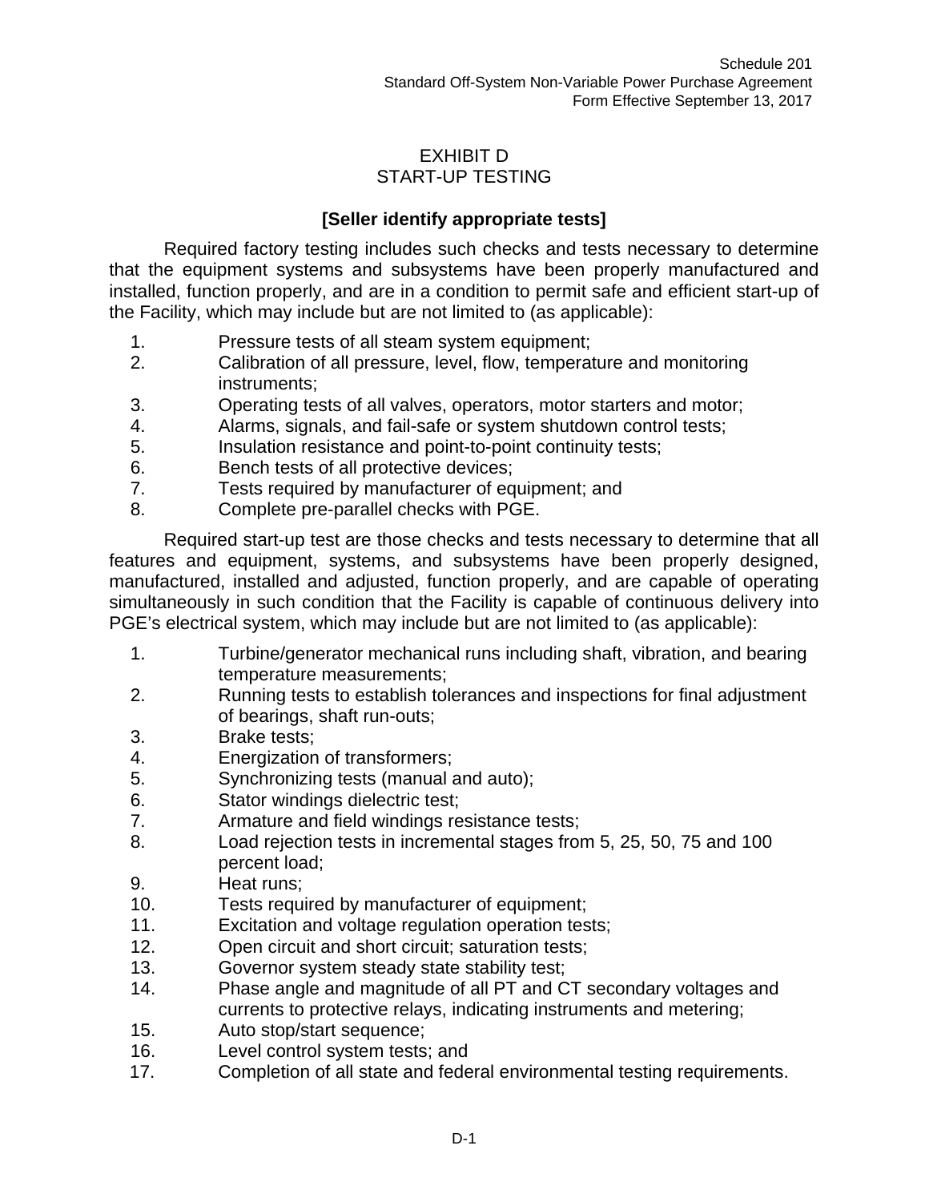# EXHIBIT D
# START-UP TESTING

**[Seller identify appropriate tests]**

Required factory testing includes such checks and tests necessary to determine that the equipment systems and subsystems have been properly manufactured and installed, function properly, and are in a condition to permit safe and efficient start-up of the Facility, which may include but are not limited to (as applicable):

1. Pressure tests of all steam system equipment;
2. Calibration of all pressure, level, flow, temperature and monitoring instruments;
3. Operating tests of all valves, operators, motor starters and motor;
4. Alarms, signals, and fail-safe or system shutdown control tests;
5. Insulation resistance and point-to-point continuity tests;
6. Bench tests of all protective devices;
7. Tests required by manufacturer of equipment; and
8. Complete pre-parallel checks with PGE.

Required start-up test are those checks and tests necessary to determine that all features and equipment, systems, and subsystems have been properly designed, manufactured, installed and adjusted, function properly, and are capable of operating simultaneously in such condition that the Facility is capable of continuous delivery into PGE's electrical system, which may include but are not limited to (as applicable):

1. Turbine/generator mechanical runs including shaft, vibration, and bearing temperature measurements;
2. Running tests to establish tolerances and inspections for final adjustment of bearings, shaft run-outs;
3. Brake tests;
4. Energization of transformers;
5. Synchronizing tests (manual and auto);
6. Stator windings dielectric test;
7. Armature and field windings resistance tests;
8. Load rejection tests in incremental stages from 5, 25, 50, 75 and 100 percent load;
9. Heat runs;
10. Tests required by manufacturer of equipment;
11. Excitation and voltage regulation operation tests;
12. Open circuit and short circuit; saturation tests;
13. Governor system steady state stability test;
14. Phase angle and magnitude of all PT and CT secondary voltages and currents to protective relays, indicating instruments and metering;
15. Auto stop/start sequence;
16. Level control system tests; and
17. Completion of all state and federal environmental testing requirements.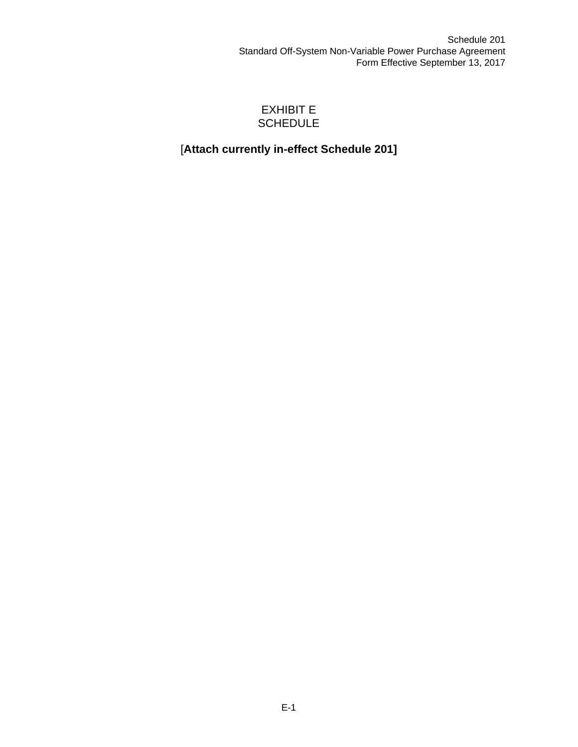# EXHIBIT E
# SCHEDULE

[**Attach currently in-effect Schedule 201]**